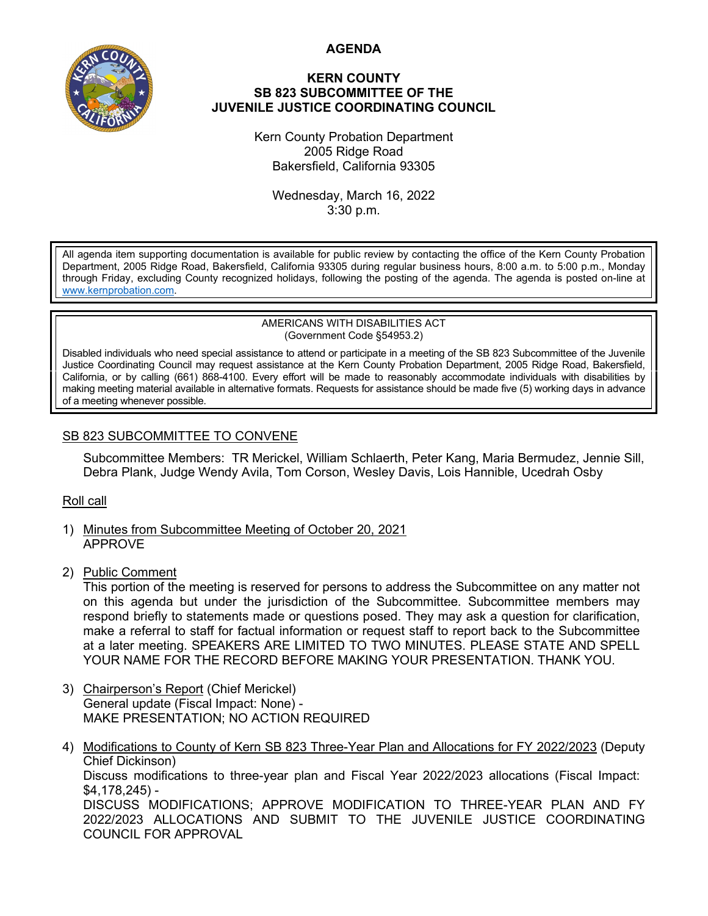# AGENDA

## KERN COUNTY
## SB 823 SUBCOMMITTEE OF THE JUVENILE JUSTICE COORDINATING COUNCIL

Kern County Probation Department
2005 Ridge Road
Bakersfield, California 93305

Wednesday, March 16, 2022
3:30 p.m.

All agenda item supporting documentation is available for public review by contacting the office of the Kern County Probation Department, 2005 Ridge Road, Bakersfield, California 93305 during regular business hours, 8:00 a.m. to 5:00 p.m., Monday through Friday, excluding County recognized holidays, following the posting of the agenda. The agenda is posted on-line at www.kernprobation.com.

AMERICANS WITH DISABILITIES ACT
(Government Code §54953.2)

Disabled individuals who need special assistance to attend or participate in a meeting of the SB 823 Subcommittee of the Juvenile Justice Coordinating Council may request assistance at the Kern County Probation Department, 2005 Ridge Road, Bakersfield, California, or by calling (661) 868-4100. Every effort will be made to reasonably accommodate individuals with disabilities by making meeting material available in alternative formats. Requests for assistance should be made five (5) working days in advance of a meeting whenever possible.

SB 823 SUBCOMMITTEE TO CONVENE

Subcommittee Members: TR Merickel, William Schlaerth, Peter Kang, Maria Bermudez, Jennie Sill, Debra Plank, Judge Wendy Avila, Tom Corson, Wesley Davis, Lois Hannible, Ucedrah Osby

Roll call

1) Minutes from Subcommittee Meeting of October 20, 2021
APPROVE

2) Public Comment
This portion of the meeting is reserved for persons to address the Subcommittee on any matter not on this agenda but under the jurisdiction of the Subcommittee. Subcommittee members may respond briefly to statements made or questions posed. They may ask a question for clarification, make a referral to staff for factual information or request staff to report back to the Subcommittee at a later meeting. SPEAKERS ARE LIMITED TO TWO MINUTES. PLEASE STATE AND SPELL YOUR NAME FOR THE RECORD BEFORE MAKING YOUR PRESENTATION. THANK YOU.

3) Chairperson's Report (Chief Merickel)
General update (Fiscal Impact: None) -
MAKE PRESENTATION; NO ACTION REQUIRED

4) Modifications to County of Kern SB 823 Three-Year Plan and Allocations for FY 2022/2023 (Deputy Chief Dickinson)
Discuss modifications to three-year plan and Fiscal Year 2022/2023 allocations (Fiscal Impact: $4,178,245) -
DISCUSS MODIFICATIONS; APPROVE MODIFICATION TO THREE-YEAR PLAN AND FY 2022/2023 ALLOCATIONS AND SUBMIT TO THE JUVENILE JUSTICE COORDINATING COUNCIL FOR APPROVAL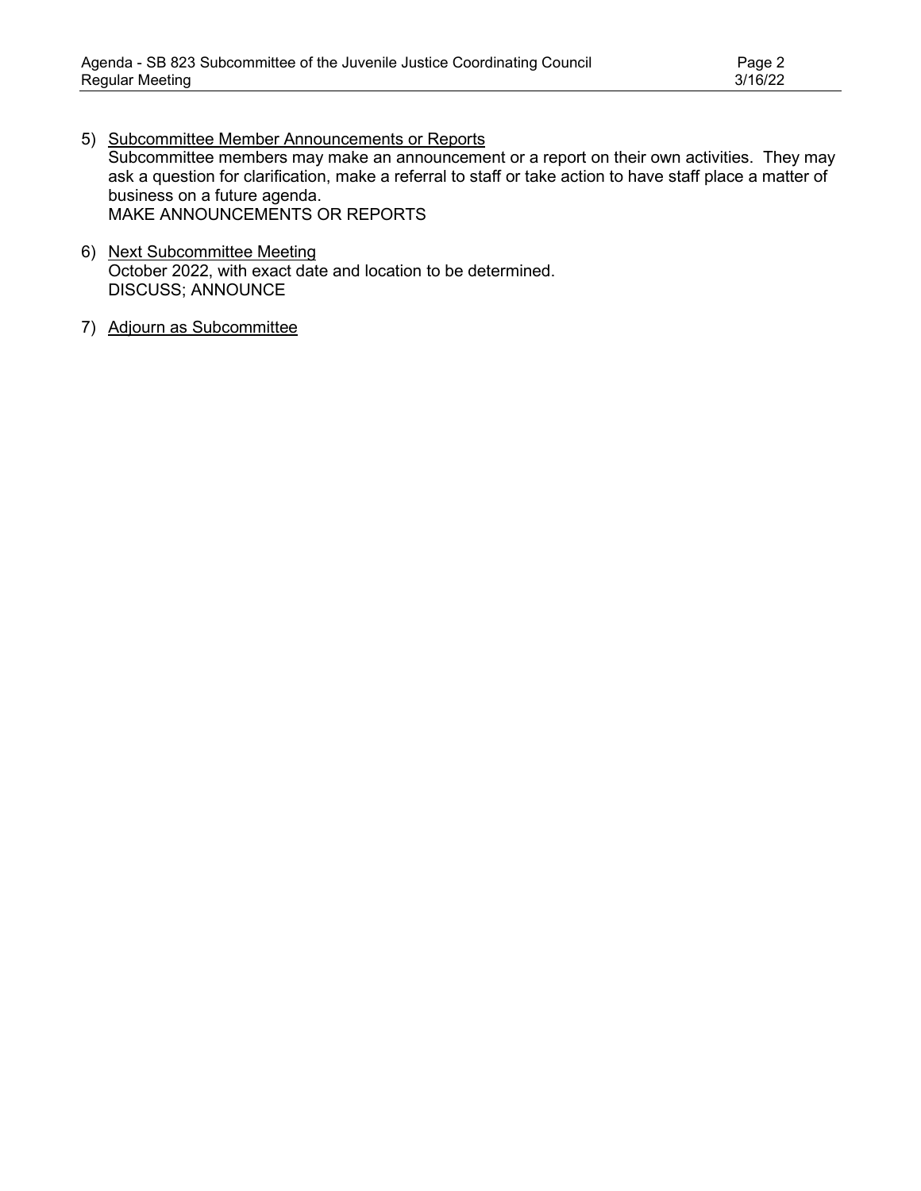5) <u>Subcommittee Member Announcements or Reports</u>
   Subcommittee members may make an announcement or a report on their own activities. They may ask a question for clarification, make a referral to staff or take action to have staff place a matter of business on a future agenda.
   MAKE ANNOUNCEMENTS OR REPORTS

6) <u>Next Subcommittee Meeting</u>
   October 2022, with exact date and location to be determined.
   DISCUSS; ANNOUNCE

7) <u>Adjourn as Subcommittee</u>